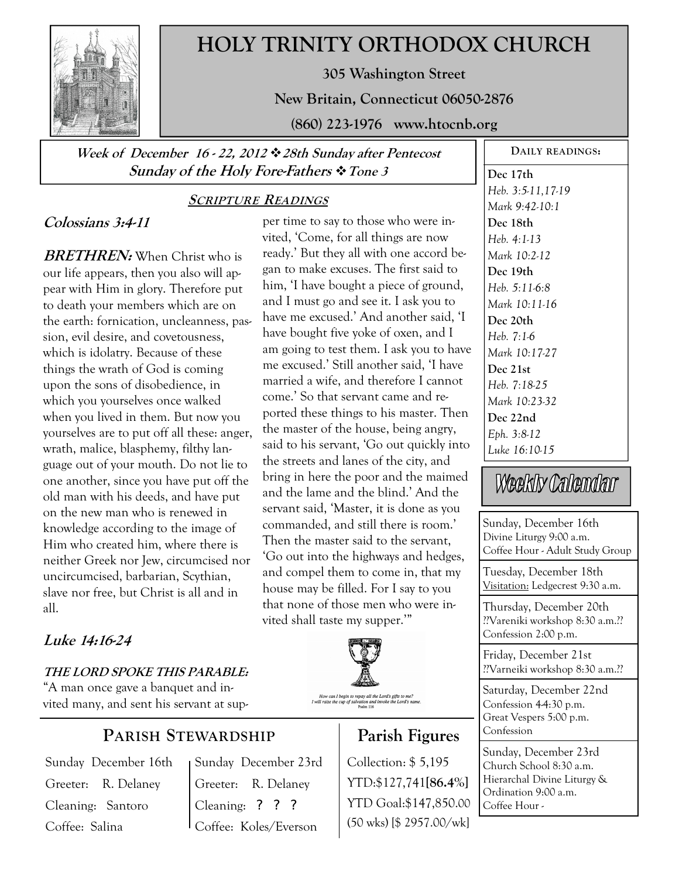# HOLY TRINITY ORTHODOX CHURCH

**305 Washington Street**

**New Britain, Connecticut 06050-2876**

**(860) 223-1976 www.htocnb.org**

***Week of December 16 - 22, 2012 ❖ 28th Sunday after Pentecost***
***Sunday of the Holy Fore-Fathers ❖ Tone 3***

## SCRIPTURE READINGS

### Colossians 3:4-11

***BRETHREN:*** When Christ who is our life appears, then you also will appear with Him in glory. Therefore put to death your members which are on the earth: fornication, uncleanness, passion, evil desire, and covetousness, which is idolatry. Because of these things the wrath of God is coming upon the sons of disobedience, in which you yourselves once walked when you lived in them. But now you yourselves are to put off all these: anger, wrath, malice, blasphemy, filthy language out of your mouth. Do not lie to one another, since you have put off the old man with his deeds, and have put on the new man who is renewed in knowledge according to the image of Him who created him, where there is neither Greek nor Jew, circumcised nor uncircumcised, barbarian, Scythian, slave nor free, but Christ is all and in all.

### Luke 14:16-24

***THE LORD SPOKE THIS PARABLE:*** "A man once gave a banquet and invited many, and sent his servant at supper time to say to those who were invited, 'Come, for all things are now ready.' But they all with one accord began to make excuses. The first said to him, 'I have bought a piece of ground, and I must go and see it. I ask you to have me excused.' And another said, 'I have bought five yoke of oxen, and I am going to test them. I ask you to have me excused.' Still another said, 'I have married a wife, and therefore I cannot come.' So that servant came and reported these things to his master. Then the master of the house, being angry, said to his servant, 'Go out quickly into the streets and lanes of the city, and bring in here the poor and the maimed and the lame and the blind.' And the servant said, 'Master, it is done as you commanded, and still there is room.' Then the master said to the servant, 'Go out into the highways and hedges, and compel them to come in, that my house may be filled. For I say to you that none of those men who were invited shall taste my supper.'"

*How can I begin to repay all the Lord's gifts to me? I will raise the cup of salvation and invoke the Lord's name.* Psalm 116

## DAILY READINGS:

**Dec 17th**
*Heb. 3:5-11,17-19*
*Mark 9:42-10:1*

**Dec 18th**
*Heb. 4:1-13*
*Mark 10:2-12*

**Dec 19th**
*Heb. 5:11-6:8*
*Mark 10:11-16*

**Dec 20th**
*Heb. 7:1-6*
*Mark 10:17-27*

**Dec 21st**
*Heb. 7:18-25*
*Mark 10:23-32*

**Dec 22nd**
*Eph. 3:8-12*
*Luke 16:10-15*

## Weekly Calendar

Sunday, December 16th
Divine Liturgy 9:00 a.m.
Coffee Hour - Adult Study Group

Tuesday, December 18th
Visitation: Ledgecrest 9:30 a.m.

Thursday, December 20th
??Vareniki workshop 8:30 a.m.??
Confession 2:00 p.m.

Friday, December 21st
??Varneiki workshop 8:30 a.m.??

Saturday, December 22nd
Confession 4-4:30 p.m.
Great Vespers 5:00 p.m.
Confession

Sunday, December 23rd
Church School 8:30 a.m.
Hierarchal Divine Liturgy & Ordination 9:00 a.m.
Coffee Hour -

## PARISH STEWARDSHIP

| Sunday December 16th | Sunday December 23rd |
|---|---|
| Greeter: R. Delaney | Greeter: R. Delaney |
| Cleaning: Santoro | Cleaning: **? ? ?** |
| Coffee: Salina | Coffee: Koles/Everson |

## Parish Figures

Collection: $ 5,195
YTD:$127,741[**86.4%**]
YTD Goal:$147,850.00
(50 wks) [$ 2957.00/wk]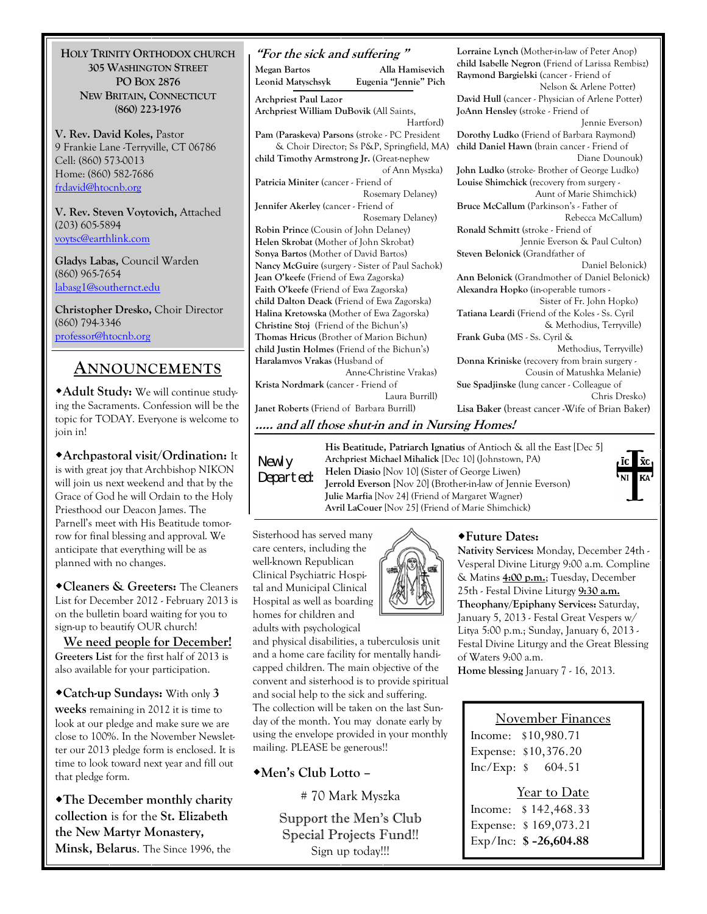**HOLY TRINITY ORTHODOX CHURCH**
**305 WASHINGTON STREET**
**PO BOX 2876**
**NEW BRITAIN, CONNECTICUT**
**(860) 223-1976**

**V. Rev. David Koles,** Pastor
9 Frankie Lane -Terryville, CT 06786
Cell: (860) 573-0013
Home: (860) 582-7686
frdavid@htocnb.org

**V. Rev. Steven Voytovich,** Attached
(203) 605-5894
voytsc@earthlink.com

**Gladys Labas,** Council Warden
(860) 965-7654
labasg1@southernct.edu

**Christopher Dresko,** Choir Director
(860) 794-3346
professor@htocnb.org

## ANNOUNCEMENTS

◆**Adult Study:** We will continue studying the Sacraments. Confession will be the topic for TODAY. Everyone is welcome to join in!

◆**Archpastoral visit/Ordination:** It is with great joy that Archbishop NIKON will join us next weekend and that by the Grace of God he will Ordain to the Holy Priesthood our Deacon James. The Parnell's meet with His Beatitude tomorrow for final blessing and approval. We anticipate that everything will be as planned with no changes.

◆**Cleaners & Greeters:** The Cleaners List for December 2012 - February 2013 is on the bulletin board waiting for you to sign-up to beautify OUR church!

**We need people for December!**

**Greeters List** for the first half of 2013 is also available for your participation.

◆**Catch-up Sundays:** With only **3 weeks** remaining in 2012 it is time to look at our pledge and make sure we are close to 100%. In the November Newsletter our 2013 pledge form is enclosed. It is time to look toward next year and fill out that pledge form.

◆**The December monthly charity collection** is for the **St. Elizabeth the New Martyr Monastery, Minsk, Belarus.** The Since 1996, the Sisterhood has served many care centers, including the well-known Republican Clinical Psychiatric Hospital and Municipal Clinical Hospital as well as boarding homes for children and adults with psychological and physical disabilities, a tuberculosis unit and a home care facility for mentally handicapped children. The main objective of the convent and sisterhood is to provide spiritual and social help to the sick and suffering. The collection will be taken on the last Sunday of the month. You may donate early by using the envelope provided in your monthly mailing. PLEASE be generous!!

◆**Men's Club Lotto –**

# 70 Mark Myszka

Support the Men's Club Special Projects Fund!!
Sign up today!!!

## *"For the sick and suffering"*

**Megan Bartos**
**Alla Hamisevich**
**Leonid Matyschsyk**
**Eugenia "Jennie" Pich**

**Archpriest Paul Lazor**
**Archpriest William DuBovik** (All Saints, Hartford)
**Pam (Paraskeva) Parsons** (stroke - PC President & Choir Director; Ss P&P, Springfield, MA)
**child Timothy Armstrong Jr.** (Great-nephew of Ann Myszka)
**Patricia Miniter** (cancer - Friend of Rosemary Delaney)
**Jennifer Akerley** (cancer - Friend of Rosemary Delaney)
**Robin Prince** (Cousin of John Delaney)
**Helen Skrobat** (Mother of John Skrobat)
**Sonya Bartos** (Mother of David Bartos)
**Nancy McGuire** (surgery - Sister of Paul Sachok)
**Jean O'keefe** (Friend of Ewa Zagorska)
**Faith O'keefe** (Friend of Ewa Zagorska)
**child Dalton Deack** (Friend of Ewa Zagorska)
**Halina Kretowska** (Mother of Ewa Zagorska)
**Christine Stoj** (Friend of the Bichun's)
**Thomas Hricus** (Brother of Marion Bichun)
**child Justin Holmes** (Friend of the Bichun's)
**Haralamvos Vrakas** (Husband of Anne-Christine Vrakas)
**Krista Nordmark** (cancer - Friend of Laura Burrill)
**Janet Roberts** (Friend of Barbara Burrill)
**Lorraine Lynch** (Mother-in-law of Peter Anop)
**child Isabelle Negron** (Friend of Larissa Rembisz)
**Raymond Bargielski** (cancer - Friend of Nelson & Arlene Potter)
**David Hull** (cancer - Physician of Arlene Potter)
**JoAnn Hensley** (stroke - Friend of Jennie Everson)
**Dorothy Ludko** (Friend of Barbara Raymond)
**child Daniel Hawn** (brain cancer - Friend of Diane Dounouk)
**John Ludko** (stroke- Brother of George Ludko)
**Louise Shimchick** (recovery from surgery - Aunt of Marie Shimchick)
**Bruce McCallum** (Parkinson's - Father of Rebecca McCallum)
**Ronald Schmitt** (stroke - Friend of Jennie Everson & Paul Culton)
**Steven Belonick** (Grandfather of Daniel Belonick)
**Ann Belonick** (Grandmother of Daniel Belonick)
**Alexandra Hopko** (in-operable tumors - Sister of Fr. John Hopko)
**Tatiana Leardi** (Friend of the Koles - Ss. Cyril & Methodius, Terryville)
**Frank Guba** (MS - Ss. Cyril & Methodius, Terryville)
**Donna Kriniske** (recovery from brain surgery - Cousin of Matushka Melanie)
**Sue Spadjinske** (lung cancer - Colleague of Chris Dresko)
**Lisa Baker** (breast cancer -Wife of Brian Baker)

***..... and all those shut-in and in Nursing Homes!***

**Newly Departed:**

**His Beatitude, Patriarch Ignatius** of Antioch & all the East [Dec 5]
**Archpriest Michael Mihalick** [Dec 10] (Johnstown, PA)
**Helen Diasio** [Nov 10] (Sister of George Liwen)
**Jerrold Everson** [Nov 20] (Brother-in-law of Jennie Everson)
**Julie Marfia** [Nov 24] (Friend of Margaret Wagner)
**Avril LaCouer** [Nov 25] (Friend of Marie Shimchick)

◆**Future Dates:**

**Nativity Services:** Monday, December 24th - Vesperal Divine Liturgy 9:00 a.m. Compline & Matins **4:00 p.m.**; Tuesday, December 25th - Festal Divine Liturgy **9:30 a.m.**
**Theophany/Epiphany Services:** Saturday, January 5, 2013 - Festal Great Vespers w/ Litya 5:00 p.m.; Sunday, January 6, 2013 - Festal Divine Liturgy and the Great Blessing of Waters 9:00 a.m.
**Home blessing** January 7 - 16, 2013.

**November Finances**

| | |
|---|---|
| Income: | $10,980.71 |
| Expense: | $10,376.20 |
| Inc/Exp: | $ 604.51 |

**Year to Date**

| | |
|---|---|
| Income: | $ 142,468.33 |
| Expense: | $ 169,073.21 |
| Exp/Inc: | **$ -26,604.88** |